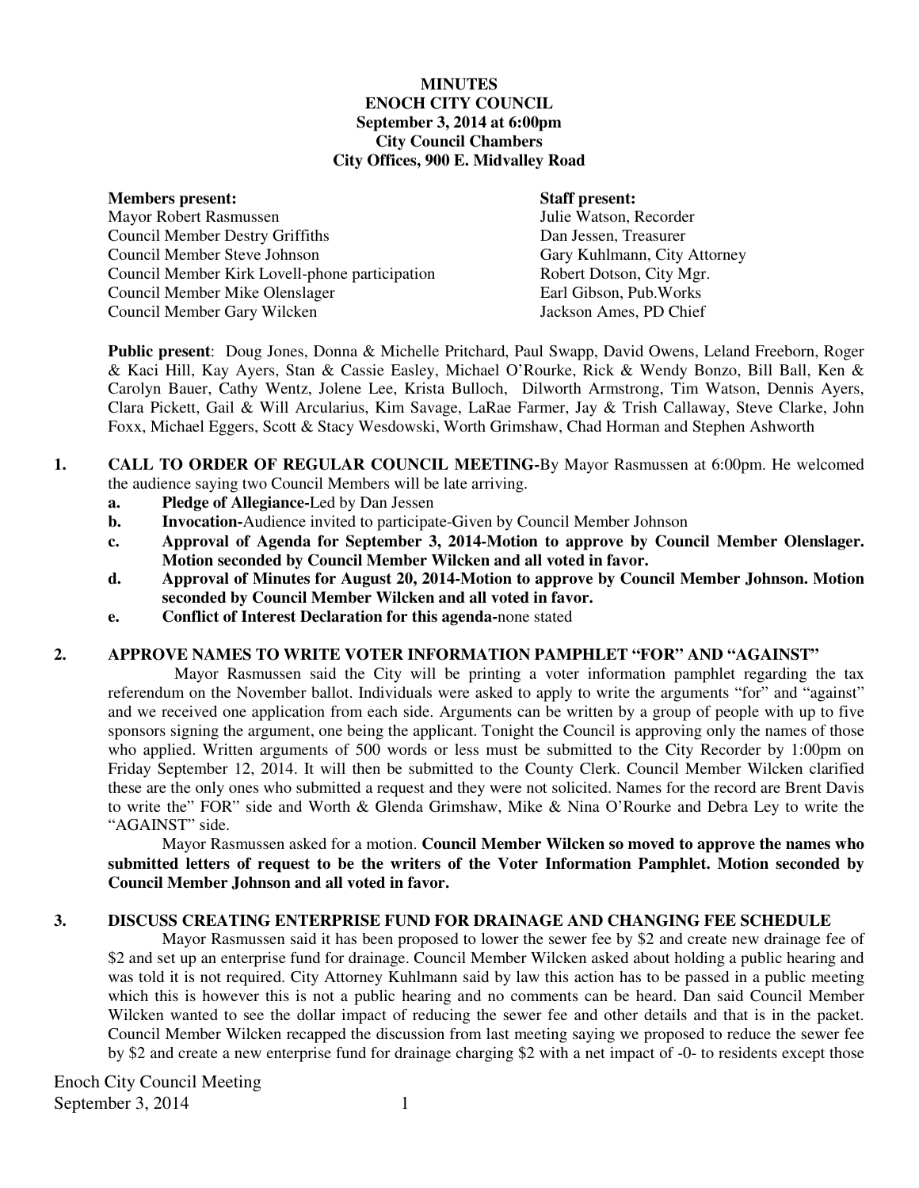**MINUTES**
**ENOCH CITY COUNCIL**
**September 3, 2014 at 6:00pm**
**City Council Chambers**
**City Offices, 900 E. Midvalley Road**

| **Members present:** | **Staff present:** |
|---|---|
| Mayor Robert Rasmussen | Julie Watson, Recorder |
| Council Member Destry Griffiths | Dan Jessen, Treasurer |
| Council Member Steve Johnson | Gary Kuhlmann, City Attorney |
| Council Member Kirk Lovell-phone participation | Robert Dotson, City Mgr. |
| Council Member Mike Olenslager | Earl Gibson, Pub.Works |
| Council Member Gary Wilcken | Jackson Ames, PD Chief |

**Public present**: Doug Jones, Donna & Michelle Pritchard, Paul Swapp, David Owens, Leland Freeborn, Roger & Kaci Hill, Kay Ayers, Stan & Cassie Easley, Michael O'Rourke, Rick & Wendy Bonzo, Bill Ball, Ken & Carolyn Bauer, Cathy Wentz, Jolene Lee, Krista Bulloch, Dilworth Armstrong, Tim Watson, Dennis Ayers, Clara Pickett, Gail & Will Arcularius, Kim Savage, LaRae Farmer, Jay & Trish Callaway, Steve Clarke, John Foxx, Michael Eggers, Scott & Stacy Wesdowski, Worth Grimshaw, Chad Horman and Stephen Ashworth

1. **CALL TO ORDER OF REGULAR COUNCIL MEETING-**By Mayor Rasmussen at 6:00pm. He welcomed the audience saying two Council Members will be late arriving.
   a. **Pledge of Allegiance-**Led by Dan Jessen
   b. **Invocation-**Audience invited to participate-Given by Council Member Johnson
   c. **Approval of Agenda for September 3, 2014-Motion to approve by Council Member Olenslager. Motion seconded by Council Member Wilcken and all voted in favor.**
   d. **Approval of Minutes for August 20, 2014-Motion to approve by Council Member Johnson. Motion seconded by Council Member Wilcken and all voted in favor.**
   e. **Conflict of Interest Declaration for this agenda-**none stated

2. **APPROVE NAMES TO WRITE VOTER INFORMATION PAMPHLET "FOR" AND "AGAINST"**

   Mayor Rasmussen said the City will be printing a voter information pamphlet regarding the tax referendum on the November ballot. Individuals were asked to apply to write the arguments "for" and "against" and we received one application from each side. Arguments can be written by a group of people with up to five sponsors signing the argument, one being the applicant. Tonight the Council is approving only the names of those who applied. Written arguments of 500 words or less must be submitted to the City Recorder by 1:00pm on Friday September 12, 2014. It will then be submitted to the County Clerk. Council Member Wilcken clarified these are the only ones who submitted a request and they were not solicited. Names for the record are Brent Davis to write the" FOR" side and Worth & Glenda Grimshaw, Mike & Nina O'Rourke and Debra Ley to write the "AGAINST" side.

   Mayor Rasmussen asked for a motion. **Council Member Wilcken so moved to approve the names who submitted letters of request to be the writers of the Voter Information Pamphlet. Motion seconded by Council Member Johnson and all voted in favor.**

3. **DISCUSS CREATING ENTERPRISE FUND FOR DRAINAGE AND CHANGING FEE SCHEDULE**

   Mayor Rasmussen said it has been proposed to lower the sewer fee by $2 and create new drainage fee of $2 and set up an enterprise fund for drainage. Council Member Wilcken asked about holding a public hearing and was told it is not required. City Attorney Kuhlmann said by law this action has to be passed in a public meeting which this is however this is not a public hearing and no comments can be heard. Dan said Council Member Wilcken wanted to see the dollar impact of reducing the sewer fee and other details and that is in the packet. Council Member Wilcken recapped the discussion from last meeting saying we proposed to reduce the sewer fee by $2 and create a new enterprise fund for drainage charging $2 with a net impact of -0- to residents except those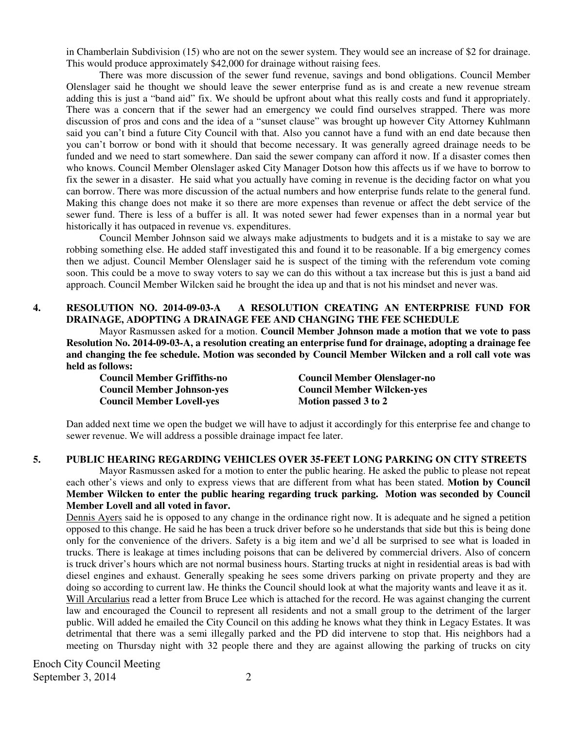in Chamberlain Subdivision (15) who are not on the sewer system. They would see an increase of $2 for drainage. This would produce approximately $42,000 for drainage without raising fees.

There was more discussion of the sewer fund revenue, savings and bond obligations. Council Member Olenslager said he thought we should leave the sewer enterprise fund as is and create a new revenue stream adding this is just a "band aid" fix. We should be upfront about what this really costs and fund it appropriately. There was a concern that if the sewer had an emergency we could find ourselves strapped. There was more discussion of pros and cons and the idea of a "sunset clause" was brought up however City Attorney Kuhlmann said you can't bind a future City Council with that. Also you cannot have a fund with an end date because then you can't borrow or bond with it should that become necessary. It was generally agreed drainage needs to be funded and we need to start somewhere. Dan said the sewer company can afford it now. If a disaster comes then who knows. Council Member Olenslager asked City Manager Dotson how this affects us if we have to borrow to fix the sewer in a disaster. He said what you actually have coming in revenue is the deciding factor on what you can borrow. There was more discussion of the actual numbers and how enterprise funds relate to the general fund. Making this change does not make it so there are more expenses than revenue or affect the debt service of the sewer fund. There is less of a buffer is all. It was noted sewer had fewer expenses than in a normal year but historically it has outpaced in revenue vs. expenditures.

Council Member Johnson said we always make adjustments to budgets and it is a mistake to say we are robbing something else. He added staff investigated this and found it to be reasonable. If a big emergency comes then we adjust. Council Member Olenslager said he is suspect of the timing with the referendum vote coming soon. This could be a move to sway voters to say we can do this without a tax increase but this is just a band aid approach. Council Member Wilcken said he brought the idea up and that is not his mindset and never was.

## 4. RESOLUTION NO. 2014-09-03-A A RESOLUTION CREATING AN ENTERPRISE FUND FOR DRAINAGE, ADOPTING A DRAINAGE FEE AND CHANGING THE FEE SCHEDULE

Mayor Rasmussen asked for a motion. **Council Member Johnson made a motion that we vote to pass Resolution No. 2014-09-03-A, a resolution creating an enterprise fund for drainage, adopting a drainage fee and changing the fee schedule. Motion was seconded by Council Member Wilcken and a roll call vote was held as follows:**

**Council Member Griffiths-no**
**Council Member Olenslager-no**
**Council Member Johnson-yes**
**Council Member Wilcken-yes**
**Council Member Lovell-yes**
**Motion passed 3 to 2**

Dan added next time we open the budget we will have to adjust it accordingly for this enterprise fee and change to sewer revenue. We will address a possible drainage impact fee later.

## 5. PUBLIC HEARING REGARDING VEHICLES OVER 35-FEET LONG PARKING ON CITY STREETS

Mayor Rasmussen asked for a motion to enter the public hearing. He asked the public to please not repeat each other's views and only to express views that are different from what has been stated. **Motion by Council Member Wilcken to enter the public hearing regarding truck parking. Motion was seconded by Council Member Lovell and all voted in favor.**

Dennis Ayers said he is opposed to any change in the ordinance right now. It is adequate and he signed a petition opposed to this change. He said he has been a truck driver before so he understands that side but this is being done only for the convenience of the drivers. Safety is a big item and we'd all be surprised to see what is loaded in trucks. There is leakage at times including poisons that can be delivered by commercial drivers. Also of concern is truck driver's hours which are not normal business hours. Starting trucks at night in residential areas is bad with diesel engines and exhaust. Generally speaking he sees some drivers parking on private property and they are doing so according to current law. He thinks the Council should look at what the majority wants and leave it as it.

Will Arcularius read a letter from Bruce Lee which is attached for the record. He was against changing the current law and encouraged the Council to represent all residents and not a small group to the detriment of the larger public. Will added he emailed the City Council on this adding he knows what they think in Legacy Estates. It was detrimental that there was a semi illegally parked and the PD did intervene to stop that. His neighbors had a meeting on Thursday night with 32 people there and they are against allowing the parking of trucks on city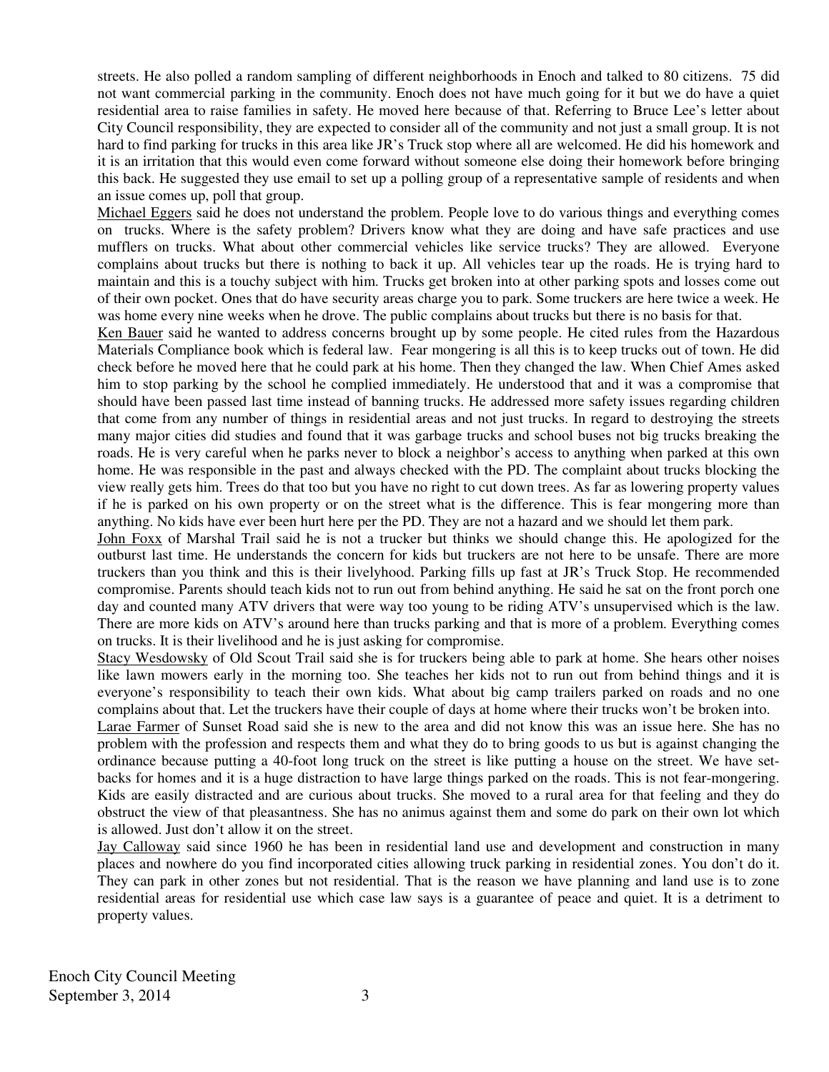streets. He also polled a random sampling of different neighborhoods in Enoch and talked to 80 citizens. 75 did not want commercial parking in the community. Enoch does not have much going for it but we do have a quiet residential area to raise families in safety. He moved here because of that. Referring to Bruce Lee's letter about City Council responsibility, they are expected to consider all of the community and not just a small group. It is not hard to find parking for trucks in this area like JR's Truck stop where all are welcomed. He did his homework and it is an irritation that this would even come forward without someone else doing their homework before bringing this back. He suggested they use email to set up a polling group of a representative sample of residents and when an issue comes up, poll that group.

Michael Eggers said he does not understand the problem. People love to do various things and everything comes on trucks. Where is the safety problem? Drivers know what they are doing and have safe practices and use mufflers on trucks. What about other commercial vehicles like service trucks? They are allowed. Everyone complains about trucks but there is nothing to back it up. All vehicles tear up the roads. He is trying hard to maintain and this is a touchy subject with him. Trucks get broken into at other parking spots and losses come out of their own pocket. Ones that do have security areas charge you to park. Some truckers are here twice a week. He was home every nine weeks when he drove. The public complains about trucks but there is no basis for that.

Ken Bauer said he wanted to address concerns brought up by some people. He cited rules from the Hazardous Materials Compliance book which is federal law. Fear mongering is all this is to keep trucks out of town. He did check before he moved here that he could park at his home. Then they changed the law. When Chief Ames asked him to stop parking by the school he complied immediately. He understood that and it was a compromise that should have been passed last time instead of banning trucks. He addressed more safety issues regarding children that come from any number of things in residential areas and not just trucks. In regard to destroying the streets many major cities did studies and found that it was garbage trucks and school buses not big trucks breaking the roads. He is very careful when he parks never to block a neighbor's access to anything when parked at this own home. He was responsible in the past and always checked with the PD. The complaint about trucks blocking the view really gets him. Trees do that too but you have no right to cut down trees. As far as lowering property values if he is parked on his own property or on the street what is the difference. This is fear mongering more than anything. No kids have ever been hurt here per the PD. They are not a hazard and we should let them park.

John Foxx of Marshal Trail said he is not a trucker but thinks we should change this. He apologized for the outburst last time. He understands the concern for kids but truckers are not here to be unsafe. There are more truckers than you think and this is their livelyhood. Parking fills up fast at JR's Truck Stop. He recommended compromise. Parents should teach kids not to run out from behind anything. He said he sat on the front porch one day and counted many ATV drivers that were way too young to be riding ATV's unsupervised which is the law. There are more kids on ATV's around here than trucks parking and that is more of a problem. Everything comes on trucks. It is their livelihood and he is just asking for compromise.

Stacy Wesdowsky of Old Scout Trail said she is for truckers being able to park at home. She hears other noises like lawn mowers early in the morning too. She teaches her kids not to run out from behind things and it is everyone's responsibility to teach their own kids. What about big camp trailers parked on roads and no one complains about that. Let the truckers have their couple of days at home where their trucks won't be broken into.

Larae Farmer of Sunset Road said she is new to the area and did not know this was an issue here. She has no problem with the profession and respects them and what they do to bring goods to us but is against changing the ordinance because putting a 40-foot long truck on the street is like putting a house on the street. We have set-backs for homes and it is a huge distraction to have large things parked on the roads. This is not fear-mongering. Kids are easily distracted and are curious about trucks. She moved to a rural area for that feeling and they do obstruct the view of that pleasantness. She has no animus against them and some do park on their own lot which is allowed. Just don't allow it on the street.

Jay Calloway said since 1960 he has been in residential land use and development and construction in many places and nowhere do you find incorporated cities allowing truck parking in residential zones. You don't do it. They can park in other zones but not residential. That is the reason we have planning and land use is to zone residential areas for residential use which case law says is a guarantee of peace and quiet. It is a detriment to property values.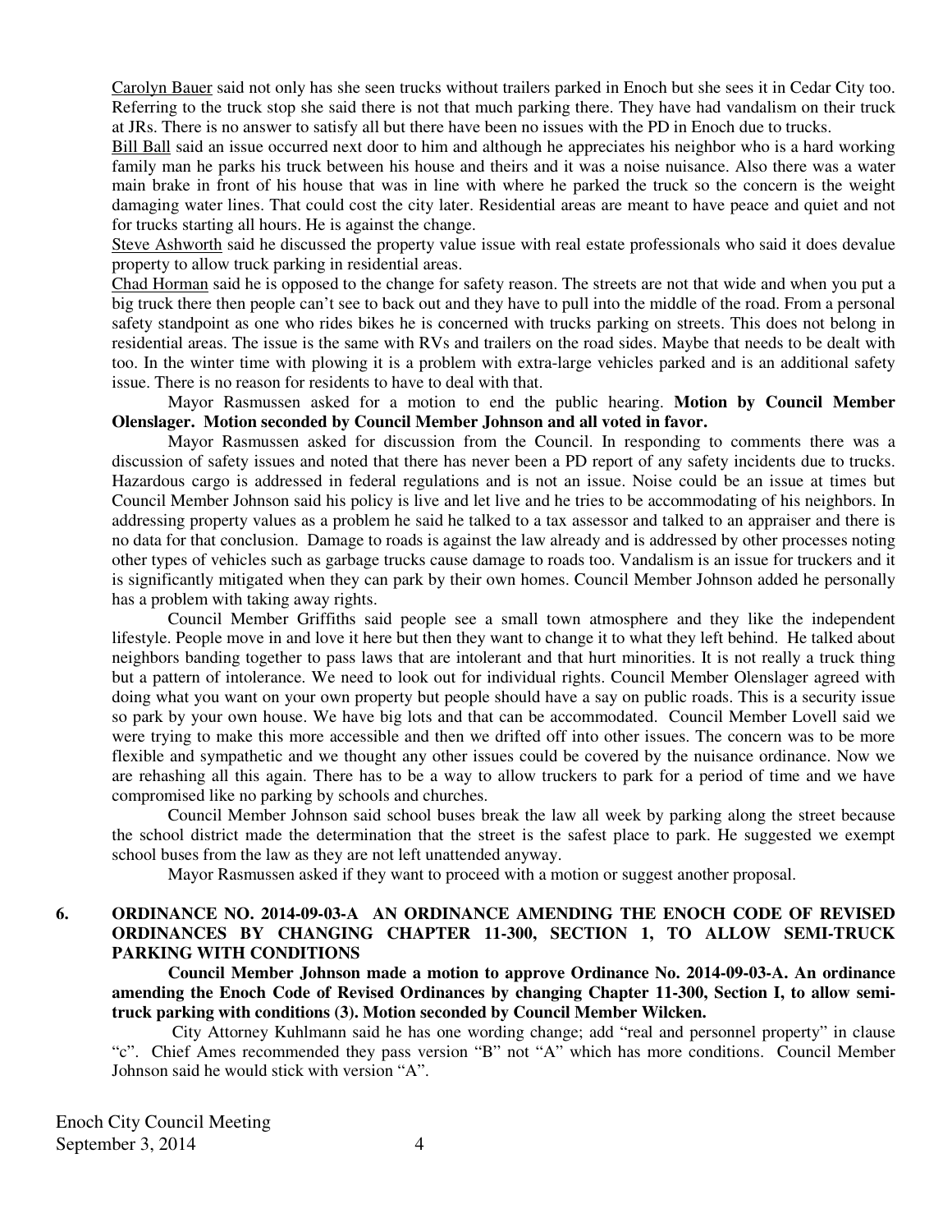Carolyn Bauer said not only has she seen trucks without trailers parked in Enoch but she sees it in Cedar City too. Referring to the truck stop she said there is not that much parking there. They have had vandalism on their truck at JRs. There is no answer to satisfy all but there have been no issues with the PD in Enoch due to trucks.

Bill Ball said an issue occurred next door to him and although he appreciates his neighbor who is a hard working family man he parks his truck between his house and theirs and it was a noise nuisance. Also there was a water main brake in front of his house that was in line with where he parked the truck so the concern is the weight damaging water lines. That could cost the city later. Residential areas are meant to have peace and quiet and not for trucks starting all hours. He is against the change.

Steve Ashworth said he discussed the property value issue with real estate professionals who said it does devalue property to allow truck parking in residential areas.

Chad Horman said he is opposed to the change for safety reason. The streets are not that wide and when you put a big truck there then people can't see to back out and they have to pull into the middle of the road. From a personal safety standpoint as one who rides bikes he is concerned with trucks parking on streets. This does not belong in residential areas. The issue is the same with RVs and trailers on the road sides. Maybe that needs to be dealt with too. In the winter time with plowing it is a problem with extra-large vehicles parked and is an additional safety issue. There is no reason for residents to have to deal with that.

Mayor Rasmussen asked for a motion to end the public hearing. **Motion by Council Member Olenslager. Motion seconded by Council Member Johnson and all voted in favor.**

Mayor Rasmussen asked for discussion from the Council. In responding to comments there was a discussion of safety issues and noted that there has never been a PD report of any safety incidents due to trucks. Hazardous cargo is addressed in federal regulations and is not an issue. Noise could be an issue at times but Council Member Johnson said his policy is live and let live and he tries to be accommodating of his neighbors. In addressing property values as a problem he said he talked to a tax assessor and talked to an appraiser and there is no data for that conclusion. Damage to roads is against the law already and is addressed by other processes noting other types of vehicles such as garbage trucks cause damage to roads too. Vandalism is an issue for truckers and it is significantly mitigated when they can park by their own homes. Council Member Johnson added he personally has a problem with taking away rights.

Council Member Griffiths said people see a small town atmosphere and they like the independent lifestyle. People move in and love it here but then they want to change it to what they left behind. He talked about neighbors banding together to pass laws that are intolerant and that hurt minorities. It is not really a truck thing but a pattern of intolerance. We need to look out for individual rights. Council Member Olenslager agreed with doing what you want on your own property but people should have a say on public roads. This is a security issue so park by your own house. We have big lots and that can be accommodated. Council Member Lovell said we were trying to make this more accessible and then we drifted off into other issues. The concern was to be more flexible and sympathetic and we thought any other issues could be covered by the nuisance ordinance. Now we are rehashing all this again. There has to be a way to allow truckers to park for a period of time and we have compromised like no parking by schools and churches.

Council Member Johnson said school buses break the law all week by parking along the street because the school district made the determination that the street is the safest place to park. He suggested we exempt school buses from the law as they are not left unattended anyway.

Mayor Rasmussen asked if they want to proceed with a motion or suggest another proposal.

## 6. ORDINANCE NO. 2014-09-03-A AN ORDINANCE AMENDING THE ENOCH CODE OF REVISED ORDINANCES BY CHANGING CHAPTER 11-300, SECTION 1, TO ALLOW SEMI-TRUCK PARKING WITH CONDITIONS

**Council Member Johnson made a motion to approve Ordinance No. 2014-09-03-A. An ordinance amending the Enoch Code of Revised Ordinances by changing Chapter 11-300, Section I, to allow semi-truck parking with conditions (3). Motion seconded by Council Member Wilcken.**

City Attorney Kuhlmann said he has one wording change; add "real and personnel property" in clause "c". Chief Ames recommended they pass version "B" not "A" which has more conditions. Council Member Johnson said he would stick with version "A".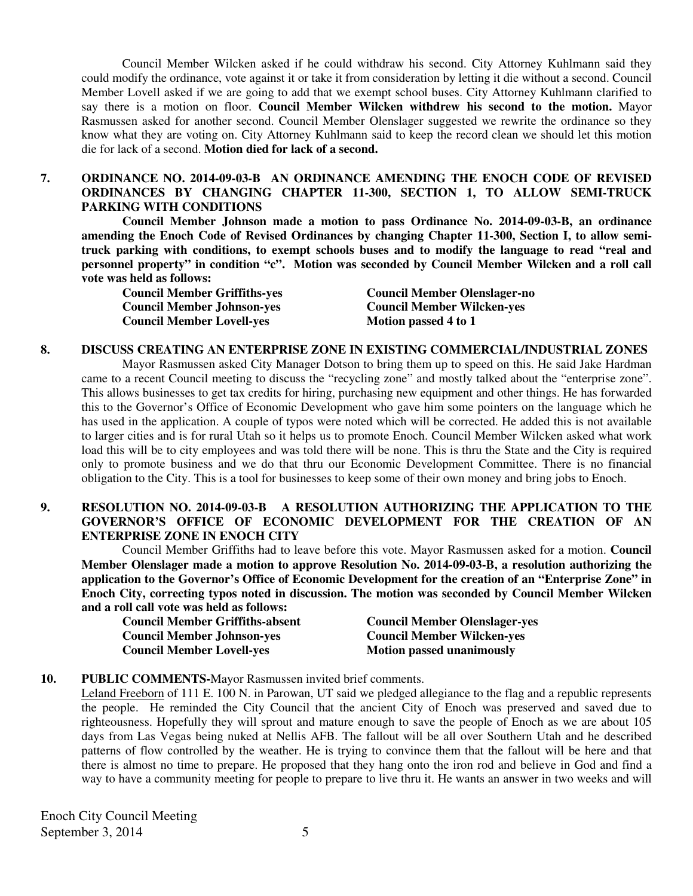Council Member Wilcken asked if he could withdraw his second. City Attorney Kuhlmann said they could modify the ordinance, vote against it or take it from consideration by letting it die without a second. Council Member Lovell asked if we are going to add that we exempt school buses. City Attorney Kuhlmann clarified to say there is a motion on floor. **Council Member Wilcken withdrew his second to the motion.** Mayor Rasmussen asked for another second. Council Member Olenslager suggested we rewrite the ordinance so they know what they are voting on. City Attorney Kuhlmann said to keep the record clean we should let this motion die for lack of a second. **Motion died for lack of a second.**

**7. ORDINANCE NO. 2014-09-03-B AN ORDINANCE AMENDING THE ENOCH CODE OF REVISED ORDINANCES BY CHANGING CHAPTER 11-300, SECTION 1, TO ALLOW SEMI-TRUCK PARKING WITH CONDITIONS**

**Council Member Johnson made a motion to pass Ordinance No. 2014-09-03-B, an ordinance amending the Enoch Code of Revised Ordinances by changing Chapter 11-300, Section I, to allow semi-truck parking with conditions, to exempt schools buses and to modify the language to read "real and personnel property" in condition "c". Motion was seconded by Council Member Wilcken and a roll call vote was held as follows:**

| | |
|---|---|
| **Council Member Griffiths-yes** | **Council Member Olenslager-no** |
| **Council Member Johnson-yes** | **Council Member Wilcken-yes** |
| **Council Member Lovell-yes** | **Motion passed 4 to 1** |

**8. DISCUSS CREATING AN ENTERPRISE ZONE IN EXISTING COMMERCIAL/INDUSTRIAL ZONES**

Mayor Rasmussen asked City Manager Dotson to bring them up to speed on this. He said Jake Hardman came to a recent Council meeting to discuss the "recycling zone" and mostly talked about the "enterprise zone". This allows businesses to get tax credits for hiring, purchasing new equipment and other things. He has forwarded this to the Governor's Office of Economic Development who gave him some pointers on the language which he has used in the application. A couple of typos were noted which will be corrected. He added this is not available to larger cities and is for rural Utah so it helps us to promote Enoch. Council Member Wilcken asked what work load this will be to city employees and was told there will be none. This is thru the State and the City is required only to promote business and we do that thru our Economic Development Committee. There is no financial obligation to the City. This is a tool for businesses to keep some of their own money and bring jobs to Enoch.

**9. RESOLUTION NO. 2014-09-03-B A RESOLUTION AUTHORIZING THE APPLICATION TO THE GOVERNOR'S OFFICE OF ECONOMIC DEVELOPMENT FOR THE CREATION OF AN ENTERPRISE ZONE IN ENOCH CITY**

Council Member Griffiths had to leave before this vote. Mayor Rasmussen asked for a motion. **Council Member Olenslager made a motion to approve Resolution No. 2014-09-03-B, a resolution authorizing the application to the Governor's Office of Economic Development for the creation of an "Enterprise Zone" in Enoch City, correcting typos noted in discussion. The motion was seconded by Council Member Wilcken and a roll call vote was held as follows:**

| | |
|---|---|
| **Council Member Griffiths-absent** | **Council Member Olenslager-yes** |
| **Council Member Johnson-yes** | **Council Member Wilcken-yes** |
| **Council Member Lovell-yes** | **Motion passed unanimously** |

**10. PUBLIC COMMENTS-**Mayor Rasmussen invited brief comments.

Leland Freeborn of 111 E. 100 N. in Parowan, UT said we pledged allegiance to the flag and a republic represents the people. He reminded the City Council that the ancient City of Enoch was preserved and saved due to righteousness. Hopefully they will sprout and mature enough to save the people of Enoch as we are about 105 days from Las Vegas being nuked at Nellis AFB. The fallout will be all over Southern Utah and he described patterns of flow controlled by the weather. He is trying to convince them that the fallout will be here and that there is almost no time to prepare. He proposed that they hang onto the iron rod and believe in God and find a way to have a community meeting for people to prepare to live thru it. He wants an answer in two weeks and will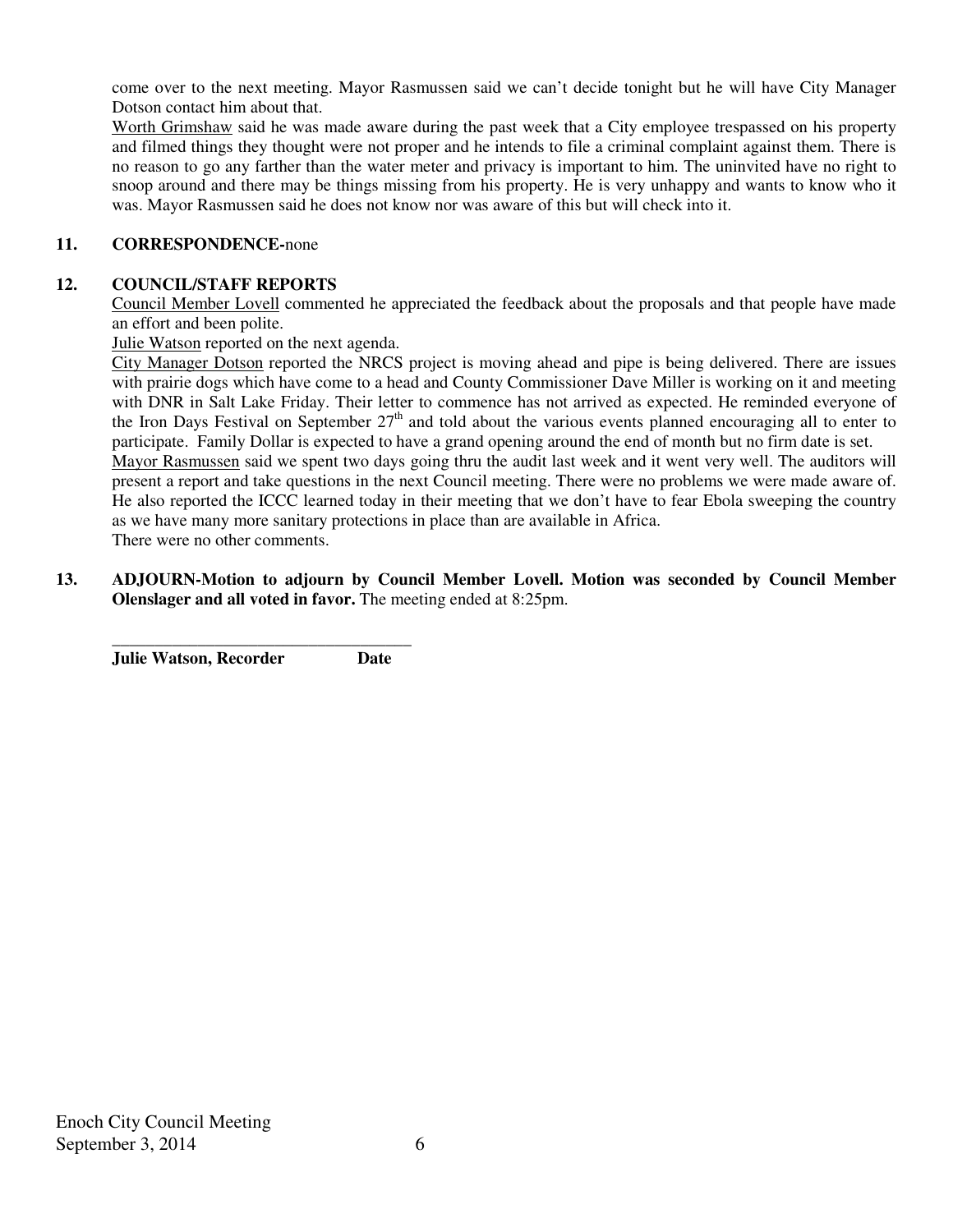come over to the next meeting. Mayor Rasmussen said we can't decide tonight but he will have City Manager Dotson contact him about that.

Worth Grimshaw said he was made aware during the past week that a City employee trespassed on his property and filmed things they thought were not proper and he intends to file a criminal complaint against them. There is no reason to go any farther than the water meter and privacy is important to him. The uninvited have no right to snoop around and there may be things missing from his property. He is very unhappy and wants to know who it was. Mayor Rasmussen said he does not know nor was aware of this but will check into it.

**11. CORRESPONDENCE-**none

**12. COUNCIL/STAFF REPORTS**

Council Member Lovell commented he appreciated the feedback about the proposals and that people have made an effort and been polite.

Julie Watson reported on the next agenda.

City Manager Dotson reported the NRCS project is moving ahead and pipe is being delivered. There are issues with prairie dogs which have come to a head and County Commissioner Dave Miller is working on it and meeting with DNR in Salt Lake Friday. Their letter to commence has not arrived as expected. He reminded everyone of the Iron Days Festival on September 27th and told about the various events planned encouraging all to enter to participate. Family Dollar is expected to have a grand opening around the end of month but no firm date is set.

Mayor Rasmussen said we spent two days going thru the audit last week and it went very well. The auditors will present a report and take questions in the next Council meeting. There were no problems we were made aware of. He also reported the ICCC learned today in their meeting that we don't have to fear Ebola sweeping the country as we have many more sanitary protections in place than are available in Africa.

There were no other comments.

**13. ADJOURN-Motion to adjourn by Council Member Lovell. Motion was seconded by Council Member Olenslager and all voted in favor.** The meeting ended at 8:25pm.

\_\_\_\_\_\_\_\_\_\_\_\_\_\_\_\_\_\_\_\_\_\_\_\_\_\_\_\_\_\_\_\_\_\_\_\_

**Julie Watson, Recorder Date**